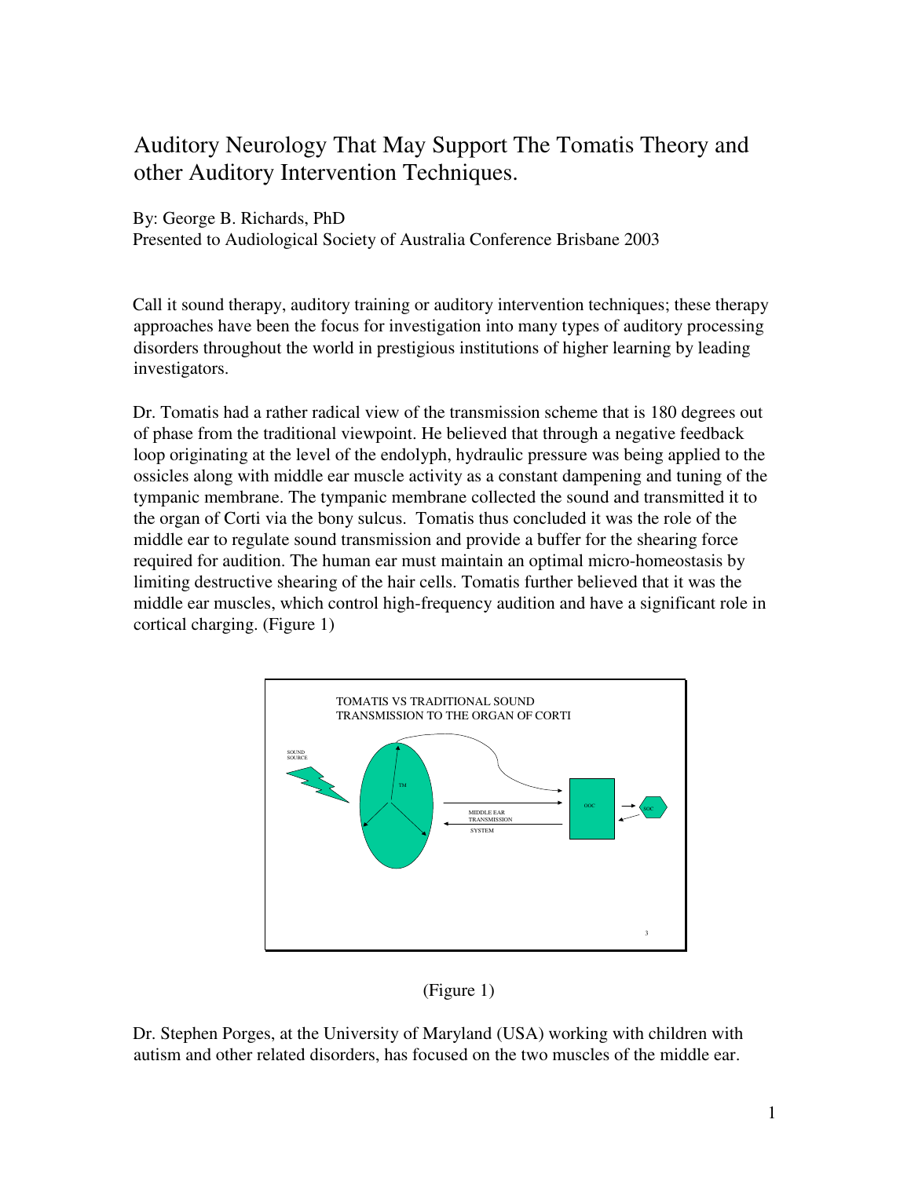# Auditory Neurology That May Support The Tomatis Theory and other Auditory Intervention Techniques.

By: George B. Richards, PhD
Presented to Audiological Society of Australia Conference Brisbane 2003

Call it sound therapy, auditory training or auditory intervention techniques; these therapy approaches have been the focus for investigation into many types of auditory processing disorders throughout the world in prestigious institutions of higher learning by leading investigators.

Dr. Tomatis had a rather radical view of the transmission scheme that is 180 degrees out of phase from the traditional viewpoint. He believed that through a negative feedback loop originating at the level of the endolyph, hydraulic pressure was being applied to the ossicles along with middle ear muscle activity as a constant dampening and tuning of the tympanic membrane. The tympanic membrane collected the sound and transmitted it to the organ of Corti via the bony sulcus. Tomatis thus concluded it was the role of the middle ear to regulate sound transmission and provide a buffer for the shearing force required for audition. The human ear must maintain an optimal micro-homeostasis by limiting destructive shearing of the hair cells. Tomatis further believed that it was the middle ear muscles, which control high-frequency audition and have a significant role in cortical charging. (Figure 1)

TOMATIS VS TRADITIONAL SOUND TRANSMISSION TO THE ORGAN OF CORTI

SOUND SOURCE

TM

MIDDLE EAR TRANSMISSION SYSTEM

OOC

SOC

(Figure 1)

Dr. Stephen Porges, at the University of Maryland (USA) working with children with autism and other related disorders, has focused on the two muscles of the middle ear.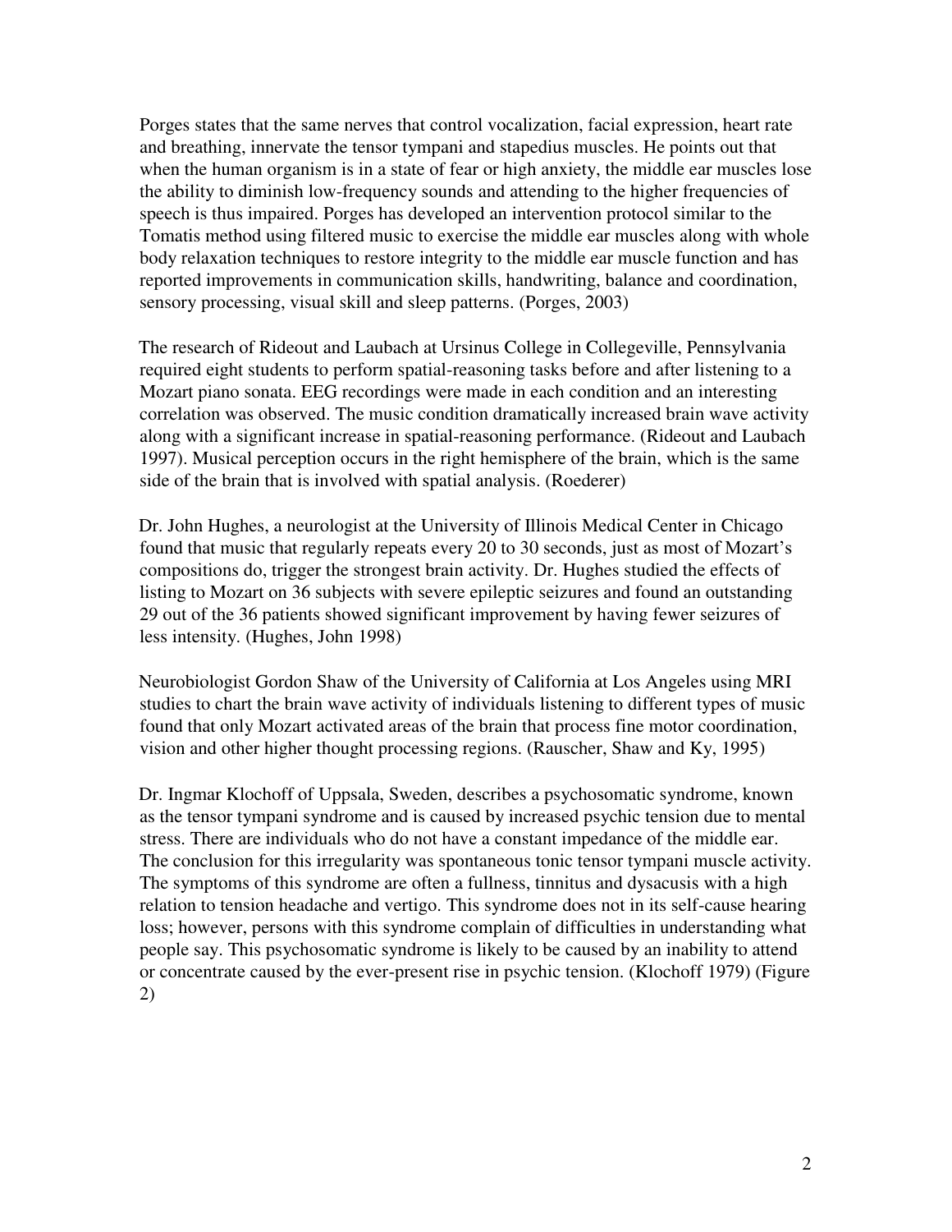Porges states that the same nerves that control vocalization, facial expression, heart rate and breathing, innervate the tensor tympani and stapedius muscles. He points out that when the human organism is in a state of fear or high anxiety, the middle ear muscles lose the ability to diminish low-frequency sounds and attending to the higher frequencies of speech is thus impaired. Porges has developed an intervention protocol similar to the Tomatis method using filtered music to exercise the middle ear muscles along with whole body relaxation techniques to restore integrity to the middle ear muscle function and has reported improvements in communication skills, handwriting, balance and coordination, sensory processing, visual skill and sleep patterns. (Porges, 2003)

The research of Rideout and Laubach at Ursinus College in Collegeville, Pennsylvania required eight students to perform spatial-reasoning tasks before and after listening to a Mozart piano sonata. EEG recordings were made in each condition and an interesting correlation was observed. The music condition dramatically increased brain wave activity along with a significant increase in spatial-reasoning performance. (Rideout and Laubach 1997). Musical perception occurs in the right hemisphere of the brain, which is the same side of the brain that is involved with spatial analysis. (Roederer)

Dr. John Hughes, a neurologist at the University of Illinois Medical Center in Chicago found that music that regularly repeats every 20 to 30 seconds, just as most of Mozart's compositions do, trigger the strongest brain activity. Dr. Hughes studied the effects of listing to Mozart on 36 subjects with severe epileptic seizures and found an outstanding 29 out of the 36 patients showed significant improvement by having fewer seizures of less intensity. (Hughes, John 1998)

Neurobiologist Gordon Shaw of the University of California at Los Angeles using MRI studies to chart the brain wave activity of individuals listening to different types of music found that only Mozart activated areas of the brain that process fine motor coordination, vision and other higher thought processing regions. (Rauscher, Shaw and Ky, 1995)

Dr. Ingmar Klochoff of Uppsala, Sweden, describes a psychosomatic syndrome, known as the tensor tympani syndrome and is caused by increased psychic tension due to mental stress. There are individuals who do not have a constant impedance of the middle ear. The conclusion for this irregularity was spontaneous tonic tensor tympani muscle activity. The symptoms of this syndrome are often a fullness, tinnitus and dysacusis with a high relation to tension headache and vertigo. This syndrome does not in its self-cause hearing loss; however, persons with this syndrome complain of difficulties in understanding what people say. This psychosomatic syndrome is likely to be caused by an inability to attend or concentrate caused by the ever-present rise in psychic tension. (Klochoff 1979) (Figure 2)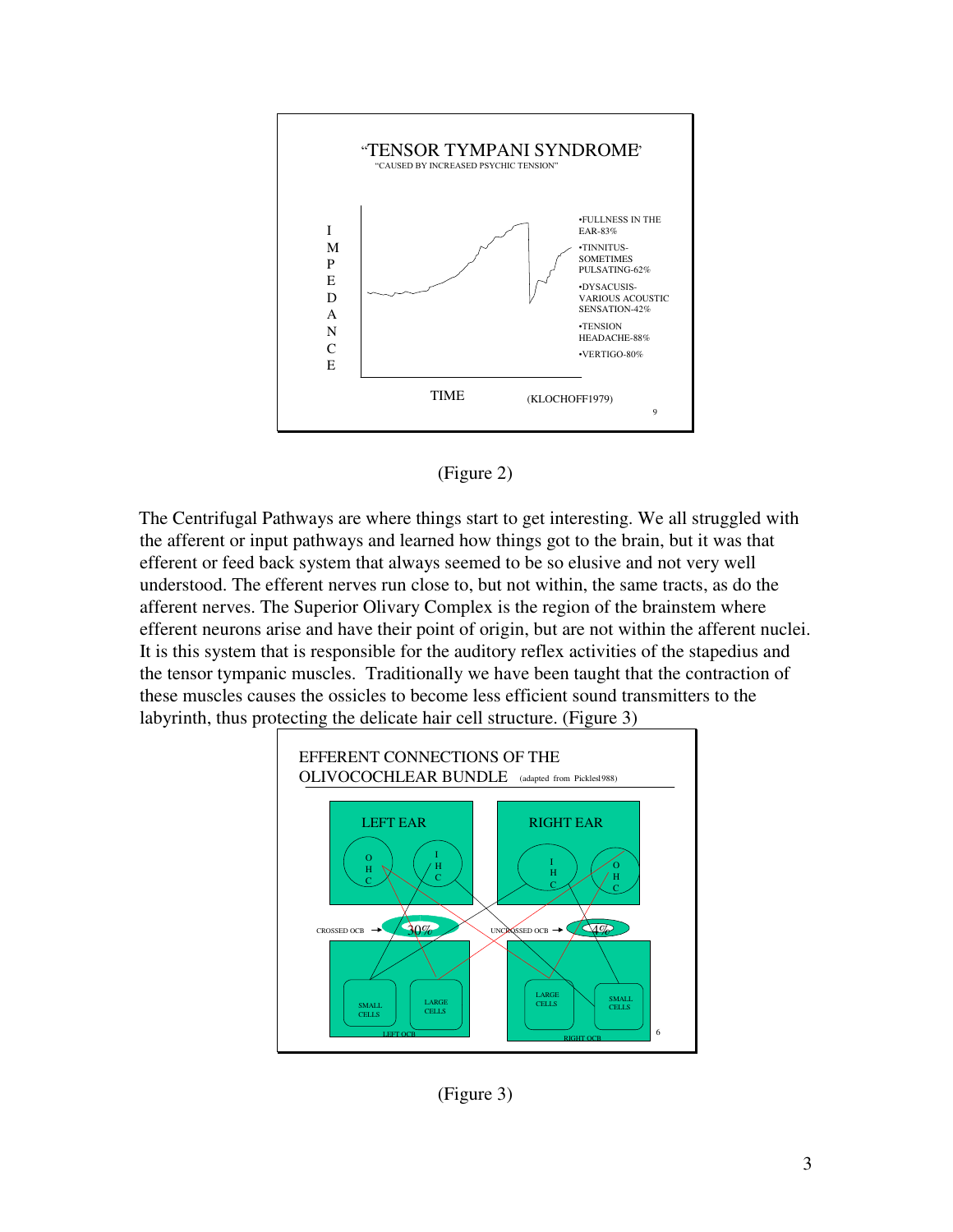"TENSOR TYMPANI SYNDROME"

"CAUSED BY INCREASED PSYCHIC TENSION"

IMPEDANCE

TIME

(KLOCHOFF1979)

- FULLNESS IN THE EAR-83%
- TINNITUS-SOMETIMES PULSATING-62%
- DYSACUSIS-VARIOUS ACOUSTIC SENSATION-42%
- TENSION HEADACHE-88%
- VERTIGO-80%

(Figure 2)

The Centrifugal Pathways are where things start to get interesting. We all struggled with the afferent or input pathways and learned how things got to the brain, but it was that efferent or feed back system that always seemed to be so elusive and not very well understood. The efferent nerves run close to, but not within, the same tracts, as do the afferent nerves. The Superior Olivary Complex is the region of the brainstem where efferent neurons arise and have their point of origin, but are not within the afferent nuclei. It is this system that is responsible for the auditory reflex activities of the stapedius and the tensor tympanic muscles. Traditionally we have been taught that the contraction of these muscles causes the ossicles to become less efficient sound transmitters to the labyrinth, thus protecting the delicate hair cell structure. (Figure 3)

EFFERENT CONNECTIONS OF THE OLIVOCOCHLEAR BUNDLE (adapted from Pickles1988)

LEFT EAR: OHC, IHC — RIGHT EAR: IHC, OHC

CROSSED OCB → 30% — UNCROSSED OCB → 4%

LEFT OCB: SMALL CELLS, LARGE CELLS — RIGHT OCB: LARGE CELLS, SMALL CELLS

(Figure 3)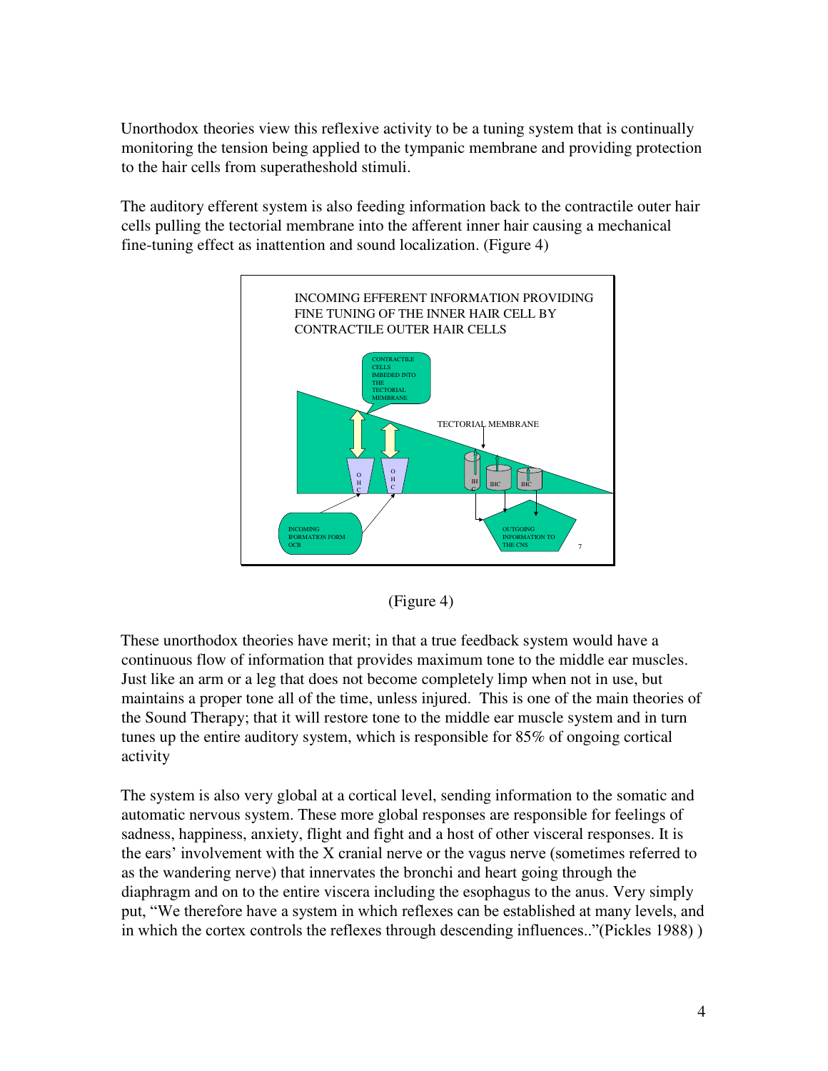Unorthodox theories view this reflexive activity to be a tuning system that is continually monitoring the tension being applied to the tympanic membrane and providing protection to the hair cells from superatheshold stimuli.

The auditory efferent system is also feeding information back to the contractile outer hair cells pulling the tectorial membrane into the afferent inner hair causing a mechanical fine-tuning effect as inattention and sound localization. (Figure 4)

(Figure 4)

These unorthodox theories have merit; in that a true feedback system would have a continuous flow of information that provides maximum tone to the middle ear muscles. Just like an arm or a leg that does not become completely limp when not in use, but maintains a proper tone all of the time, unless injured. This is one of the main theories of the Sound Therapy; that it will restore tone to the middle ear muscle system and in turn tunes up the entire auditory system, which is responsible for 85% of ongoing cortical activity

The system is also very global at a cortical level, sending information to the somatic and automatic nervous system. These more global responses are responsible for feelings of sadness, happiness, anxiety, flight and fight and a host of other visceral responses. It is the ears' involvement with the X cranial nerve or the vagus nerve (sometimes referred to as the wandering nerve) that innervates the bronchi and heart going through the diaphragm and on to the entire viscera including the esophagus to the anus. Very simply put, "We therefore have a system in which reflexes can be established at many levels, and in which the cortex controls the reflexes through descending influences.."(Pickles 1988) )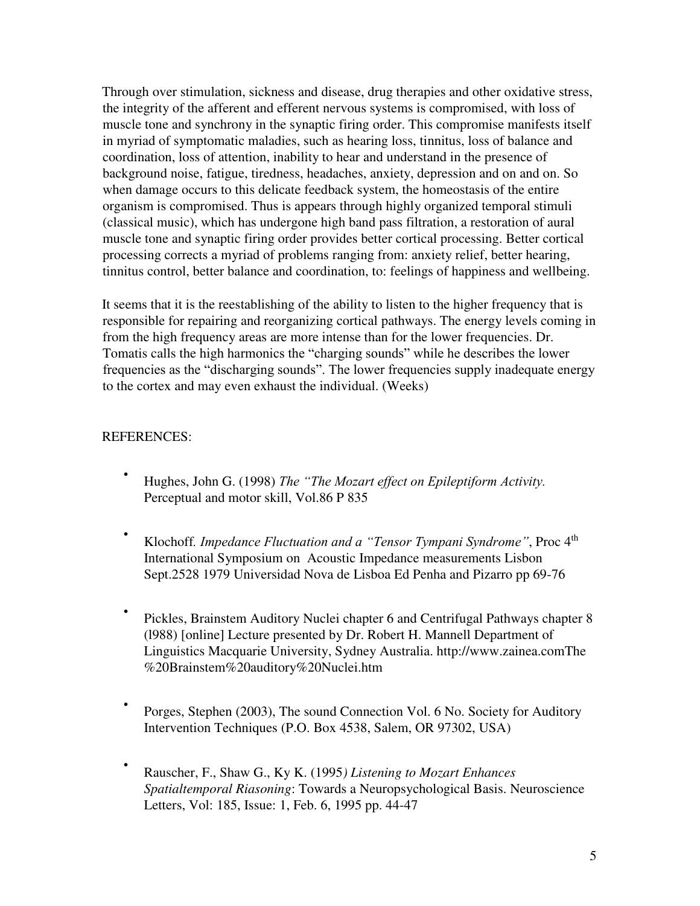Through over stimulation, sickness and disease, drug therapies and other oxidative stress, the integrity of the afferent and efferent nervous systems is compromised, with loss of muscle tone and synchrony in the synaptic firing order. This compromise manifests itself in myriad of symptomatic maladies, such as hearing loss, tinnitus, loss of balance and coordination, loss of attention, inability to hear and understand in the presence of background noise, fatigue, tiredness, headaches, anxiety, depression and on and on. So when damage occurs to this delicate feedback system, the homeostasis of the entire organism is compromised. Thus is appears through highly organized temporal stimuli (classical music), which has undergone high band pass filtration, a restoration of aural muscle tone and synaptic firing order provides better cortical processing. Better cortical processing corrects a myriad of problems ranging from: anxiety relief, better hearing, tinnitus control, better balance and coordination, to: feelings of happiness and wellbeing.

It seems that it is the reestablishing of the ability to listen to the higher frequency that is responsible for repairing and reorganizing cortical pathways. The energy levels coming in from the high frequency areas are more intense than for the lower frequencies. Dr. Tomatis calls the high harmonics the "charging sounds" while he describes the lower frequencies as the "discharging sounds". The lower frequencies supply inadequate energy to the cortex and may even exhaust the individual. (Weeks)

REFERENCES:

- Hughes, John G. (1998) *The "The Mozart effect on Epileptiform Activity.* Perceptual and motor skill, Vol.86 P 835

- Klochoff. *Impedance Fluctuation and a "Tensor Tympani Syndrome"*, Proc 4th International Symposium on Acoustic Impedance measurements Lisbon Sept.2528 1979 Universidad Nova de Lisboa Ed Penha and Pizarro pp 69-76

- Pickles, Brainstem Auditory Nuclei chapter 6 and Centrifugal Pathways chapter 8 (l988) [online] Lecture presented by Dr. Robert H. Mannell Department of Linguistics Macquarie University, Sydney Australia. http://www.zainea.comThe%20Brainstem%20auditory%20Nuclei.htm

- Porges, Stephen (2003), The sound Connection Vol. 6 No. Society for Auditory Intervention Techniques (P.O. Box 4538, Salem, OR 97302, USA)

- Rauscher, F., Shaw G., Ky K. (1995*) Listening to Mozart Enhances Spatialtemporal Riasoning*: Towards a Neuropsychological Basis. Neuroscience Letters, Vol: 185, Issue: 1, Feb. 6, 1995 pp. 44-47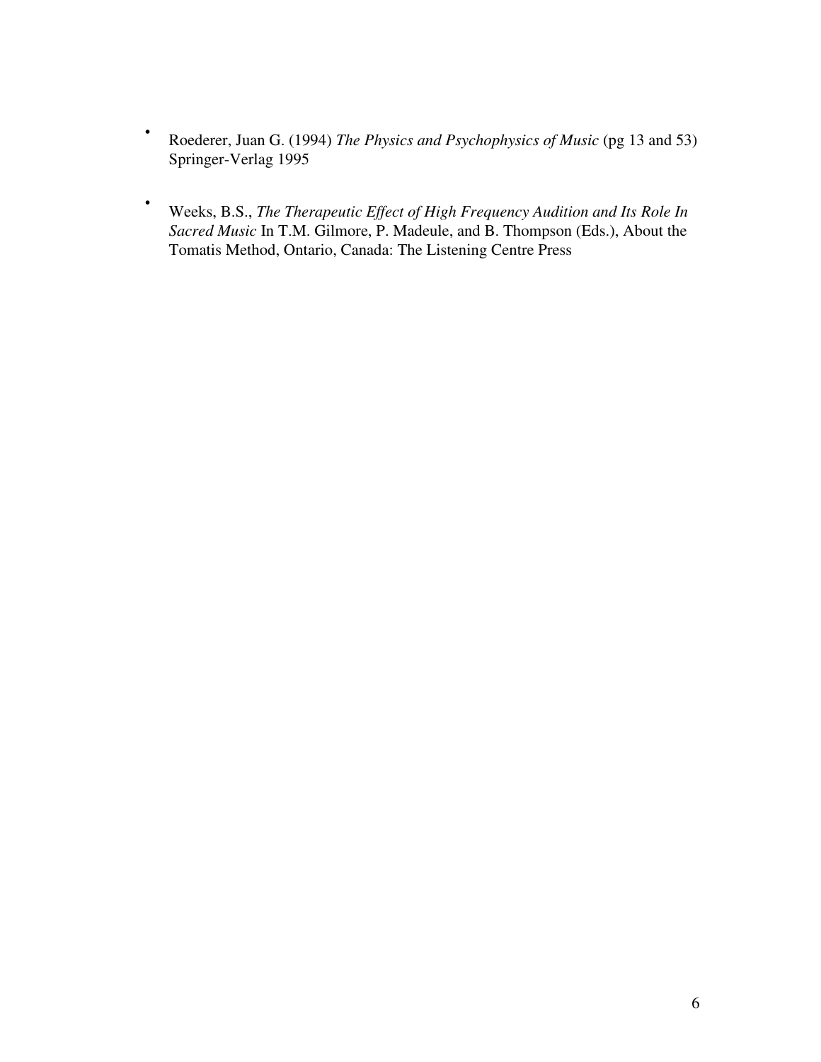- Roederer, Juan G. (1994) *The Physics and Psychophysics of Music* (pg 13 and 53) Springer-Verlag 1995

- Weeks, B.S., *The Therapeutic Effect of High Frequency Audition and Its Role In Sacred Music* In T.M. Gilmore, P. Madeule, and B. Thompson (Eds.), About the Tomatis Method, Ontario, Canada: The Listening Centre Press